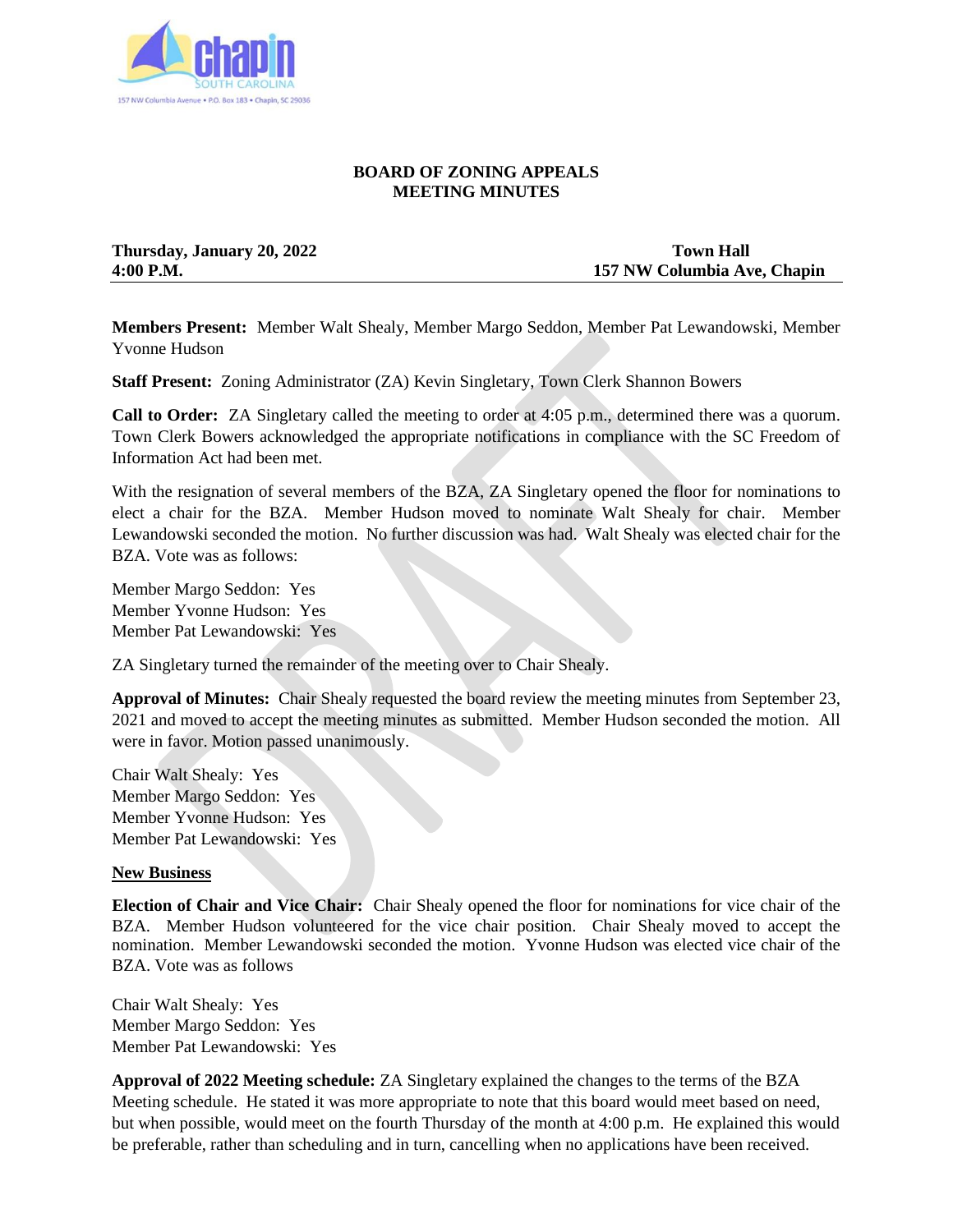# BOARD OF ZONING APPEALS
# MEETING MINUTES

**Thursday, January 20, 2022** — **Town Hall**
**4:00 P.M.** — **157 NW Columbia Ave, Chapin**

**Members Present:** Member Walt Shealy, Member Margo Seddon, Member Pat Lewandowski, Member Yvonne Hudson

**Staff Present:** Zoning Administrator (ZA) Kevin Singletary, Town Clerk Shannon Bowers

**Call to Order:** ZA Singletary called the meeting to order at 4:05 p.m., determined there was a quorum. Town Clerk Bowers acknowledged the appropriate notifications in compliance with the SC Freedom of Information Act had been met.

With the resignation of several members of the BZA, ZA Singletary opened the floor for nominations to elect a chair for the BZA. Member Hudson moved to nominate Walt Shealy for chair. Member Lewandowski seconded the motion. No further discussion was had. Walt Shealy was elected chair for the BZA. Vote was as follows:

Member Margo Seddon: Yes
Member Yvonne Hudson: Yes
Member Pat Lewandowski: Yes

ZA Singletary turned the remainder of the meeting over to Chair Shealy.

**Approval of Minutes:** Chair Shealy requested the board review the meeting minutes from September 23, 2021 and moved to accept the meeting minutes as submitted. Member Hudson seconded the motion. All were in favor. Motion passed unanimously.

Chair Walt Shealy: Yes
Member Margo Seddon: Yes
Member Yvonne Hudson: Yes
Member Pat Lewandowski: Yes

## New Business

**Election of Chair and Vice Chair:** Chair Shealy opened the floor for nominations for vice chair of the BZA. Member Hudson volunteered for the vice chair position. Chair Shealy moved to accept the nomination. Member Lewandowski seconded the motion. Yvonne Hudson was elected vice chair of the BZA. Vote was as follows

Chair Walt Shealy: Yes
Member Margo Seddon: Yes
Member Pat Lewandowski: Yes

**Approval of 2022 Meeting schedule:** ZA Singletary explained the changes to the terms of the BZA Meeting schedule. He stated it was more appropriate to note that this board would meet based on need, but when possible, would meet on the fourth Thursday of the month at 4:00 p.m. He explained this would be preferable, rather than scheduling and in turn, cancelling when no applications have been received.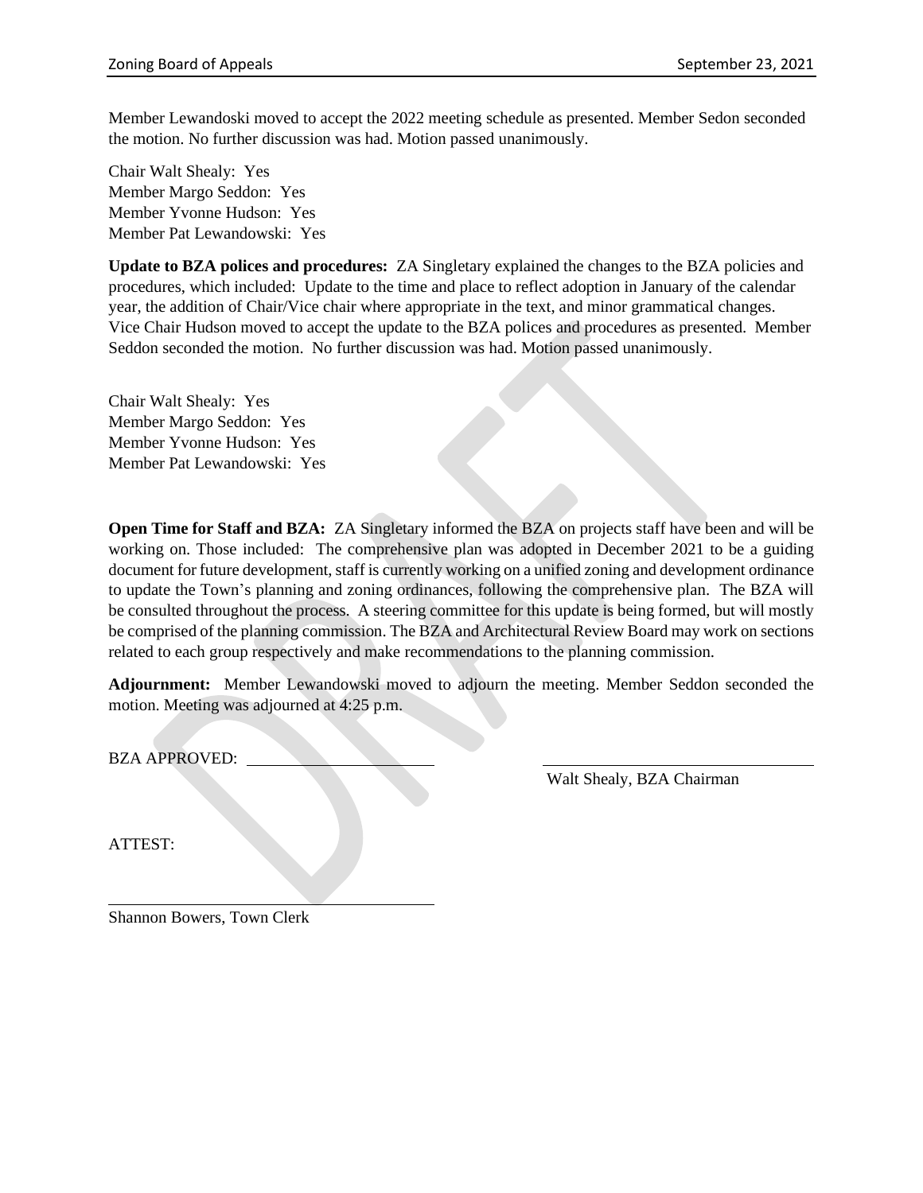Member Lewandoski moved to accept the 2022 meeting schedule as presented. Member Sedon seconded the motion. No further discussion was had. Motion passed unanimously.

Chair Walt Shealy: Yes
Member Margo Seddon: Yes
Member Yvonne Hudson: Yes
Member Pat Lewandowski: Yes

**Update to BZA polices and procedures:** ZA Singletary explained the changes to the BZA policies and procedures, which included: Update to the time and place to reflect adoption in January of the calendar year, the addition of Chair/Vice chair where appropriate in the text, and minor grammatical changes. Vice Chair Hudson moved to accept the update to the BZA polices and procedures as presented. Member Seddon seconded the motion. No further discussion was had. Motion passed unanimously.

Chair Walt Shealy: Yes
Member Margo Seddon: Yes
Member Yvonne Hudson: Yes
Member Pat Lewandowski: Yes

**Open Time for Staff and BZA:** ZA Singletary informed the BZA on projects staff have been and will be working on. Those included: The comprehensive plan was adopted in December 2021 to be a guiding document for future development, staff is currently working on a unified zoning and development ordinance to update the Town's planning and zoning ordinances, following the comprehensive plan. The BZA will be consulted throughout the process. A steering committee for this update is being formed, but will mostly be comprised of the planning commission. The BZA and Architectural Review Board may work on sections related to each group respectively and make recommendations to the planning commission.

**Adjournment:** Member Lewandowski moved to adjourn the meeting. Member Seddon seconded the motion. Meeting was adjourned at 4:25 p.m.

BZA APPROVED: ______________________

______________________________
Walt Shealy, BZA Chairman

ATTEST:

______________________________
Shannon Bowers, Town Clerk

DRAFT